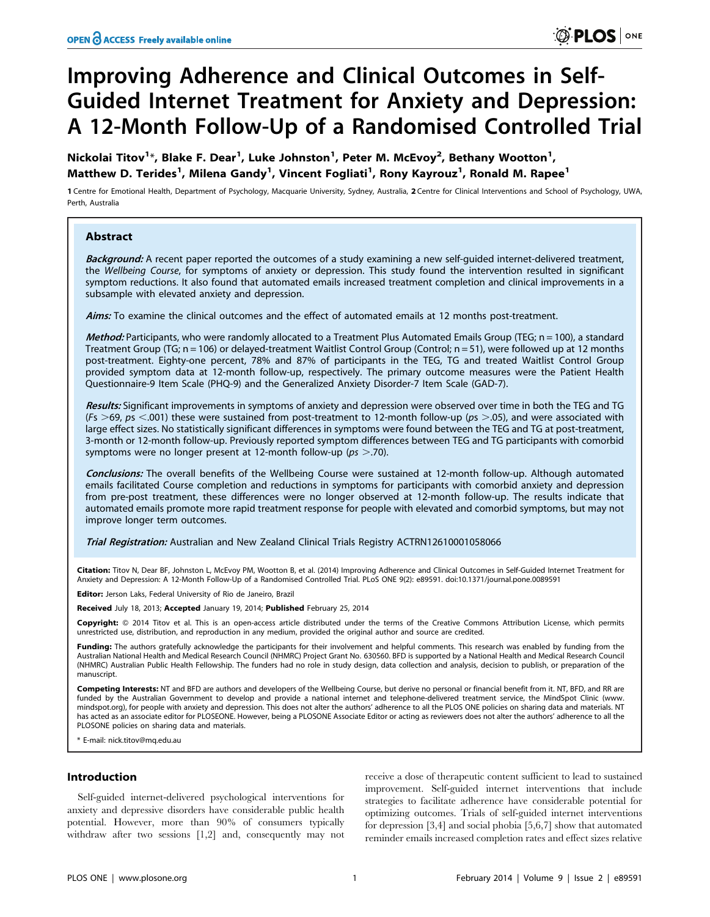# Improving Adherence and Clinical Outcomes in Self-Guided Internet Treatment for Anxiety and Depression: A 12-Month Follow-Up of a Randomised Controlled Trial

**Nickolai Titov[1]\*, Blake F. Dear[1], Luke Johnston[1], Peter M. McEvoy[2], Bethany Wootton[1], Matthew D. Terides[1], Milena Gandy[1], Vincent Fogliati[1], Rony Kayrouz[1], Ronald M. Rapee[1]**

1 Centre for Emotional Health, Department of Psychology, Macquarie University, Sydney, Australia, 2 Centre for Clinical Interventions and School of Psychology, UWA, Perth, Australia

## Abstract

***Background:*** A recent paper reported the outcomes of a study examining a new self-guided internet-delivered treatment, the *Wellbeing Course*, for symptoms of anxiety or depression. This study found the intervention resulted in significant symptom reductions. It also found that automated emails increased treatment completion and clinical improvements in a subsample with elevated anxiety and depression.

***Aims:*** To examine the clinical outcomes and the effect of automated emails at 12 months post-treatment.

***Method:*** Participants, who were randomly allocated to a Treatment Plus Automated Emails Group (TEG; n = 100), a standard Treatment Group (TG; n = 106) or delayed-treatment Waitlist Control Group (Control; n = 51), were followed up at 12 months post-treatment. Eighty-one percent, 78% and 87% of participants in the TEG, TG and treated Waitlist Control Group provided symptom data at 12-month follow-up, respectively. The primary outcome measures were the Patient Health Questionnaire-9 Item Scale (PHQ-9) and the Generalized Anxiety Disorder-7 Item Scale (GAD-7).

***Results:*** Significant improvements in symptoms of anxiety and depression were observed over time in both the TEG and TG ($Fs > 69$, $ps < .001$) these were sustained from post-treatment to 12-month follow-up ($ps > .05$), and were associated with large effect sizes. No statistically significant differences in symptoms were found between the TEG and TG at post-treatment, 3-month or 12-month follow-up. Previously reported symptom differences between TEG and TG participants with comorbid symptoms were no longer present at 12-month follow-up ($ps > .70$).

***Conclusions:*** The overall benefits of the Wellbeing Course were sustained at 12-month follow-up. Although automated emails facilitated Course completion and reductions in symptoms for participants with comorbid anxiety and depression from pre-post treatment, these differences were no longer observed at 12-month follow-up. The results indicate that automated emails promote more rapid treatment response for people with elevated and comorbid symptoms, but may not improve longer term outcomes.

***Trial Registration:*** Australian and New Zealand Clinical Trials Registry ACTRN12610001058066

**Citation:** Titov N, Dear BF, Johnston L, McEvoy PM, Wootton B, et al. (2014) Improving Adherence and Clinical Outcomes in Self-Guided Internet Treatment for Anxiety and Depression: A 12-Month Follow-Up of a Randomised Controlled Trial. PLoS ONE 9(2): e89591. doi:10.1371/journal.pone.0089591

**Editor:** Jerson Laks, Federal University of Rio de Janeiro, Brazil

**Received** July 18, 2013; **Accepted** January 19, 2014; **Published** February 25, 2014

**Copyright:** © 2014 Titov et al. This is an open-access article distributed under the terms of the Creative Commons Attribution License, which permits unrestricted use, distribution, and reproduction in any medium, provided the original author and source are credited.

**Funding:** The authors gratefully acknowledge the participants for their involvement and helpful comments. This research was enabled by funding from the Australian National Health and Medical Research Council (NHMRC) Project Grant No. 630560. BFD is supported by a National Health and Medical Research Council (NHMRC) Australian Public Health Fellowship. The funders had no role in study design, data collection and analysis, decision to publish, or preparation of the manuscript.

**Competing Interests:** NT and BFD are authors and developers of the Wellbeing Course, but derive no personal or financial benefit from it. NT, BFD, and RR are funded by the Australian Government to develop and provide a national internet and telephone-delivered treatment service, the MindSpot Clinic (www.mindspot.org), for people with anxiety and depression. This does not alter the authors' adherence to all the PLOS ONE policies on sharing data and materials. NT has acted as an associate editor for PLOSONE. However, being a PLOSONE Associate Editor or acting as reviewers does not alter the authors' adherence to all the PLOSONE policies on sharing data and materials.

\* E-mail: nick.titov@mq.edu.au

## Introduction

Self-guided internet-delivered psychological interventions for anxiety and depressive disorders have considerable public health potential. However, more than 90% of consumers typically withdraw after two sessions [1,2] and, consequently may not receive a dose of therapeutic content sufficient to lead to sustained improvement. Self-guided internet interventions that include strategies to facilitate adherence have considerable potential for optimizing outcomes. Trials of self-guided internet interventions for depression [3,4] and social phobia [5,6,7] show that automated reminder emails increased completion rates and effect sizes relative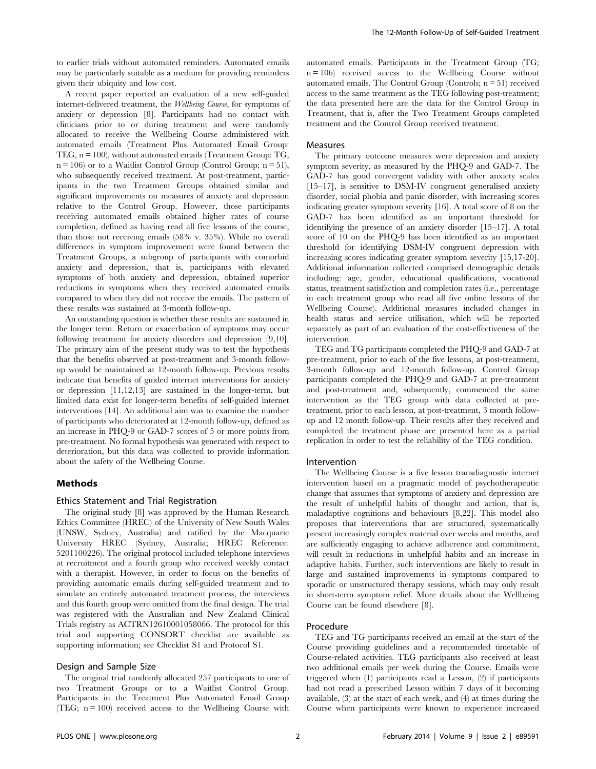to earlier trials without automated reminders. Automated emails may be particularly suitable as a medium for providing reminders given their ubiquity and low cost.

A recent paper reported an evaluation of a new self-guided internet-delivered treatment, the *Wellbeing Course*, for symptoms of anxiety or depression [8]. Participants had no contact with clinicians prior to or during treatment and were randomly allocated to receive the Wellbeing Course administered with automated emails (Treatment Plus Automated Email Group: TEG, n = 100), without automated emails (Treatment Group: TG, n = 106) or to a Waitlist Control Group (Control Group; n = 51), who subsequently received treatment. At post-treatment, participants in the two Treatment Groups obtained similar and significant improvements on measures of anxiety and depression relative to the Control Group. However, those participants receiving automated emails obtained higher rates of course completion, defined as having read all five lessons of the course, than those not receiving emails (58% v. 35%). While no overall differences in symptom improvement were found between the Treatment Groups, a subgroup of participants with comorbid anxiety and depression, that is, participants with elevated symptoms of both anxiety and depression, obtained superior reductions in symptoms when they received automated emails compared to when they did not receive the emails. The pattern of these results was sustained at 3-month follow-up.

An outstanding question is whether these results are sustained in the longer term. Return or exacerbation of symptoms may occur following treatment for anxiety disorders and depression [9,10]. The primary aim of the present study was to test the hypothesis that the benefits observed at post-treatment and 3-month follow-up would be maintained at 12-month follow-up. Previous results indicate that benefits of guided internet interventions for anxiety or depression [11,12,13] are sustained in the longer-term, but limited data exist for longer-term benefits of self-guided internet interventions [14]. An additional aim was to examine the number of participants who deteriorated at 12-month follow-up, defined as an increase in PHQ-9 or GAD-7 scores of 5 or more points from pre-treatment. No formal hypothesis was generated with respect to deterioration, but this data was collected to provide information about the safety of the Wellbeing Course.

## Methods

### Ethics Statement and Trial Registration

The original study [8] was approved by the Human Research Ethics Committee (HREC) of the University of New South Wales (UNSW, Sydney, Australia) and ratified by the Macquarie University HREC (Sydney, Australia; HREC Reference: 5201100226). The original protocol included telephone interviews at recruitment and a fourth group who received weekly contact with a therapist. However, in order to focus on the benefits of providing automatic emails during self-guided treatment and to simulate an entirely automated treatment process, the interviews and this fourth group were omitted from the final design. The trial was registered with the Australian and New Zealand Clinical Trials registry as ACTRN12610001058066. The protocol for this trial and supporting CONSORT checklist are available as supporting information; see Checklist S1 and Protocol S1.

### Design and Sample Size

The original trial randomly allocated 257 participants to one of two Treatment Groups or to a Waitlist Control Group. Participants in the Treatment Plus Automated Email Group (TEG; n = 100) received access to the Wellbeing Course with automated emails. Participants in the Treatment Group (TG; n = 106) received access to the Wellbeing Course without automated emails. The Control Group (Controls; n = 51) received access to the same treatment as the TEG following post-treatment; the data presented here are the data for the Control Group in Treatment, that is, after the Two Treatment Groups completed treatment and the Control Group received treatment.

### Measures

The primary outcome measures were depression and anxiety symptom severity, as measured by the PHQ-9 and GAD-7. The GAD-7 has good convergent validity with other anxiety scales [15–17], is sensitive to DSM-IV congruent generalised anxiety disorder, social phobia and panic disorder, with increasing scores indicating greater symptom severity [16]. A total score of 8 on the GAD-7 has been identified as an important threshold for identifying the presence of an anxiety disorder [15–17]. A total score of 10 on the PHQ-9 has been identified as an important threshold for identifying DSM-IV congruent depression with increasing scores indicating greater symptom severity [15,17-20]. Additional information collected comprised demographic details including: age, gender, educational qualifications, vocational status, treatment satisfaction and completion rates (i.e., percentage in each treatment group who read all five online lessons of the Wellbeing Course). Additional measures included changes in health status and service utilisation, which will be reported separately as part of an evaluation of the cost-effectiveness of the intervention.

TEG and TG participants completed the PHQ-9 and GAD-7 at pre-treatment, prior to each of the five lessons, at post-treatment, 3-month follow-up and 12-month follow-up. Control Group participants completed the PHQ-9 and GAD-7 at pre-treatment and post-treatment and, subsequently, commenced the same intervention as the TEG group with data collected at pre-treatment, prior to each lesson, at post-treatment, 3 month follow-up and 12 month follow-up. Their results after they received and completed the treatment phase are presented here as a partial replication in order to test the reliability of the TEG condition.

### Intervention

The Wellbeing Course is a five lesson transdiagnostic internet intervention based on a pragmatic model of psychotherapeutic change that assumes that symptoms of anxiety and depression are the result of unhelpful habits of thought and action, that is, maladaptive cognitions and behaviours [8,22]. This model also proposes that interventions that are structured, systematically present increasingly complex material over weeks and months, and are sufficiently engaging to achieve adherence and commitment, will result in reductions in unhelpful habits and an increase in adaptive habits. Further, such interventions are likely to result in large and sustained improvements in symptoms compared to sporadic or unstructured therapy sessions, which may only result in short-term symptom relief. More details about the Wellbeing Course can be found elsewhere [8].

### Procedure

TEG and TG participants received an email at the start of the Course providing guidelines and a recommended timetable of Course-related activities. TEG participants also received at least two additional emails per week during the Course. Emails were triggered when (1) participants read a Lesson, (2) if participants had not read a prescribed Lesson within 7 days of it becoming available, (3) at the start of each week, and (4) at times during the Course when participants were known to experience increased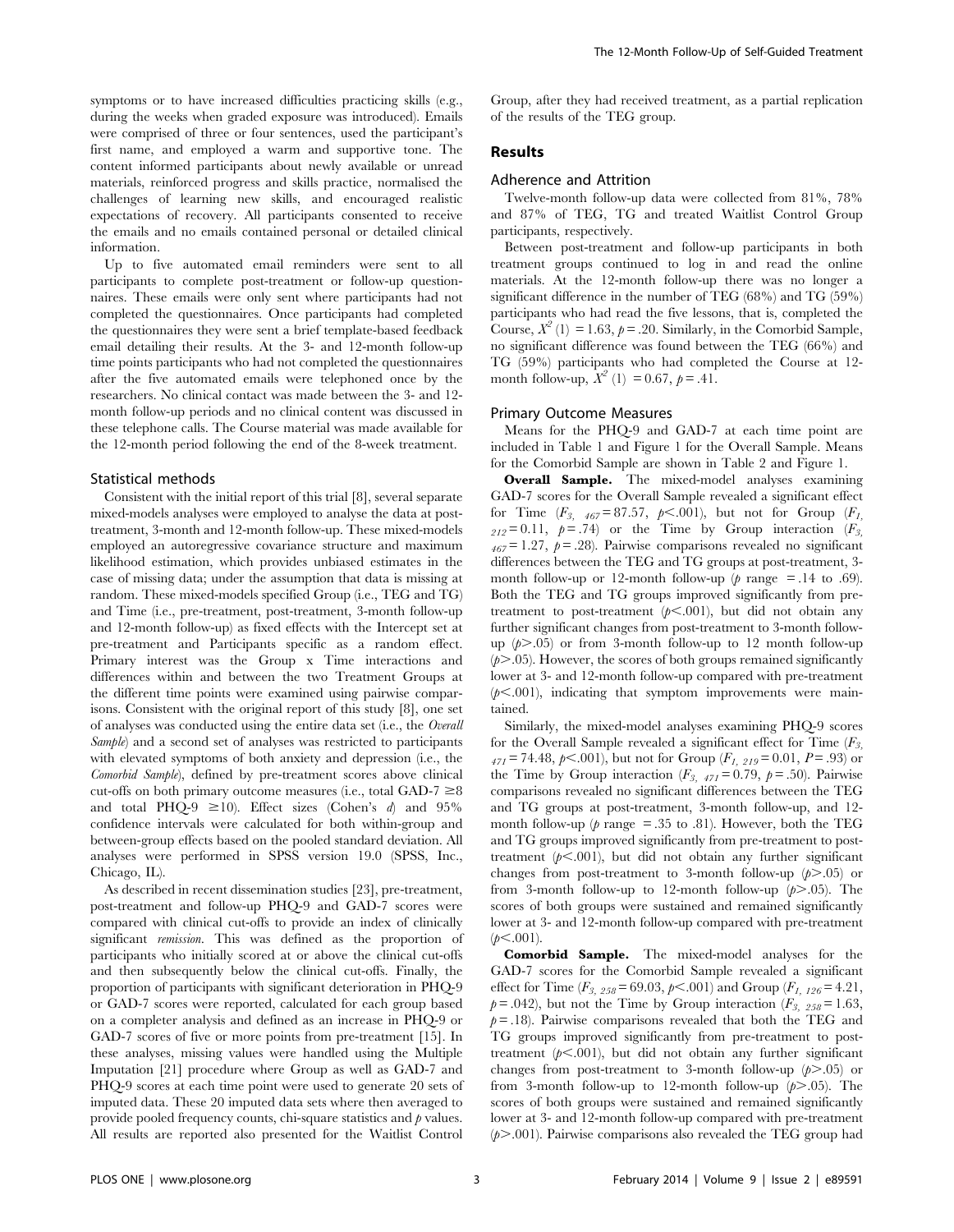symptoms or to have increased difficulties practicing skills (e.g., during the weeks when graded exposure was introduced). Emails were comprised of three or four sentences, used the participant's first name, and employed a warm and supportive tone. The content informed participants about newly available or unread materials, reinforced progress and skills practice, normalised the challenges of learning new skills, and encouraged realistic expectations of recovery. All participants consented to receive the emails and no emails contained personal or detailed clinical information.

Up to five automated email reminders were sent to all participants to complete post-treatment or follow-up questionnaires. These emails were only sent where participants had not completed the questionnaires. Once participants had completed the questionnaires they were sent a brief template-based feedback email detailing their results. At the 3- and 12-month follow-up time points participants who had not completed the questionnaires after the five automated emails were telephoned once by the researchers. No clinical contact was made between the 3- and 12-month follow-up periods and no clinical content was discussed in these telephone calls. The Course material was made available for the 12-month period following the end of the 8-week treatment.

### Statistical methods

Consistent with the initial report of this trial [8], several separate mixed-models analyses were employed to analyse the data at post-treatment, 3-month and 12-month follow-up. These mixed-models employed an autoregressive covariance structure and maximum likelihood estimation, which provides unbiased estimates in the case of missing data; under the assumption that data is missing at random. These mixed-models specified Group (i.e., TEG and TG) and Time (i.e., pre-treatment, post-treatment, 3-month follow-up and 12-month follow-up) as fixed effects with the Intercept set at pre-treatment and Participants specific as a random effect. Primary interest was the Group x Time interactions and differences within and between the two Treatment Groups at the different time points were examined using pairwise comparisons. Consistent with the original report of this study [8], one set of analyses was conducted using the entire data set (i.e., the *Overall Sample*) and a second set of analyses was restricted to participants with elevated symptoms of both anxiety and depression (i.e., the *Comorbid Sample*), defined by pre-treatment scores above clinical cut-offs on both primary outcome measures (i.e., total GAD-7 $\geq$8 and total PHQ-9 $\geq$10). Effect sizes (Cohen's *d*) and 95% confidence intervals were calculated for both within-group and between-group effects based on the pooled standard deviation. All analyses were performed in SPSS version 19.0 (SPSS, Inc., Chicago, IL).

As described in recent dissemination studies [23], pre-treatment, post-treatment and follow-up PHQ-9 and GAD-7 scores were compared with clinical cut-offs to provide an index of clinically significant *remission*. This was defined as the proportion of participants who initially scored at or above the clinical cut-offs and then subsequently below the clinical cut-offs. Finally, the proportion of participants with significant deterioration in PHQ-9 or GAD-7 scores were reported, calculated for each group based on a completer analysis and defined as an increase in PHQ-9 or GAD-7 scores of five or more points from pre-treatment [15]. In these analyses, missing values were handled using the Multiple Imputation [21] procedure where Group as well as GAD-7 and PHQ-9 scores at each time point were used to generate 20 sets of imputed data. These 20 imputed data sets where then averaged to provide pooled frequency counts, chi-square statistics and *p* values. All results are reported also presented for the Waitlist Control Group, after they had received treatment, as a partial replication of the results of the TEG group.

## Results

### Adherence and Attrition

Twelve-month follow-up data were collected from 81%, 78% and 87% of TEG, TG and treated Waitlist Control Group participants, respectively.

Between post-treatment and follow-up participants in both treatment groups continued to log in and read the online materials. At the 12-month follow-up there was no longer a significant difference in the number of TEG (68%) and TG (59%) participants who had read the five lessons, that is, completed the Course, $X^2$ (1) = 1.63, $p$ = .20. Similarly, in the Comorbid Sample, no significant difference was found between the TEG (66%) and TG (59%) participants who had completed the Course at 12-month follow-up, $X^2$ (1) = 0.67, $p$ = .41.

### Primary Outcome Measures

Means for the PHQ-9 and GAD-7 at each time point are included in Table 1 and Figure 1 for the Overall Sample. Means for the Comorbid Sample are shown in Table 2 and Figure 1.

**Overall Sample.** The mixed-model analyses examining GAD-7 scores for the Overall Sample revealed a significant effect for Time ($F_{3,\ 467}$ = 87.57, $p$<.001), but not for Group ($F_{1,\ 212}$ = 0.11, $p$ = .74) or the Time by Group interaction ($F_{3,\ 467}$ = 1.27, $p$ = .28). Pairwise comparisons revealed no significant differences between the TEG and TG groups at post-treatment, 3-month follow-up or 12-month follow-up ($p$ range = .14 to .69). Both the TEG and TG groups improved significantly from pre-treatment to post-treatment ($p$<.001), but did not obtain any further significant changes from post-treatment to 3-month follow-up ($p$>.05) or from 3-month follow-up to 12 month follow-up ($p$>.05). However, the scores of both groups remained significantly lower at 3- and 12-month follow-up compared with pre-treatment ($p$<.001), indicating that symptom improvements were maintained.

Similarly, the mixed-model analyses examining PHQ-9 scores for the Overall Sample revealed a significant effect for Time ($F_{3,\ 471}$ = 74.48, $p$<.001), but not for Group ($F_{1,\ 219}$ = 0.01, $P$ = .93) or the Time by Group interaction ($F_{3,\ 471}$ = 0.79, $p$ = .50). Pairwise comparisons revealed no significant differences between the TEG and TG groups at post-treatment, 3-month follow-up, and 12-month follow-up ($p$ range = .35 to .81). However, both the TEG and TG groups improved significantly from pre-treatment to post-treatment ($p$<.001), but did not obtain any further significant changes from post-treatment to 3-month follow-up ($p$>.05) or from 3-month follow-up to 12-month follow-up ($p$>.05). The scores of both groups were sustained and remained significantly lower at 3- and 12-month follow-up compared with pre-treatment ($p$<.001).

**Comorbid Sample.** The mixed-model analyses for the GAD-7 scores for the Comorbid Sample revealed a significant effect for Time ($F_{3,\ 258}$ = 69.03, $p$<.001) and Group ($F_{1,\ 126}$ = 4.21, $p$ = .042), but not the Time by Group interaction ($F_{3,\ 258}$ = 1.63, $p$ = .18). Pairwise comparisons revealed that both the TEG and TG groups improved significantly from pre-treatment to post-treatment ($p$<.001), but did not obtain any further significant changes from post-treatment to 3-month follow-up ($p$>.05) or from 3-month follow-up to 12-month follow-up ($p$>.05). The scores of both groups were sustained and remained significantly lower at 3- and 12-month follow-up compared with pre-treatment ($p$>.001). Pairwise comparisons also revealed the TEG group had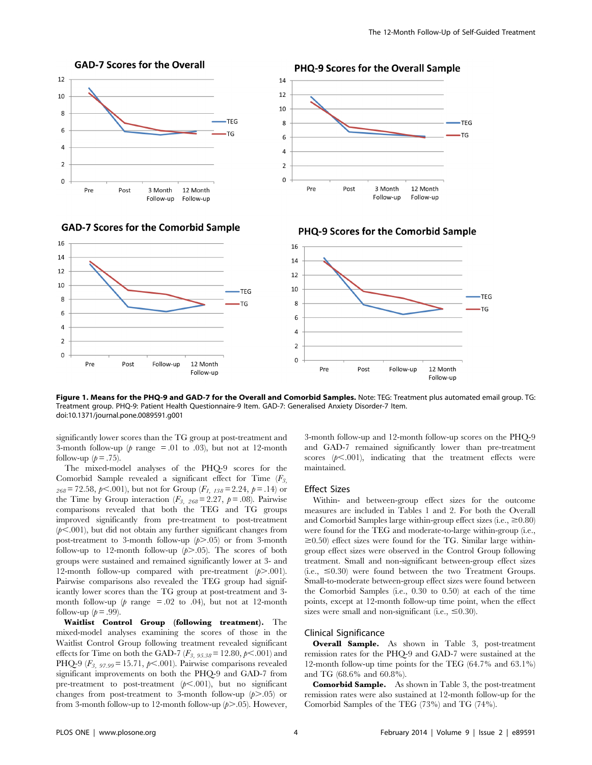**Figure 1. Means for the PHQ-9 and GAD-7 for the Overall and Comorbid Samples.** Note: TEG: Treatment plus automated email group. TG: Treatment group. PHQ-9: Patient Health Questionnaire-9 Item. GAD-7: Generalised Anxiety Disorder-7 Item.
doi:10.1371/journal.pone.0089591.g001

significantly lower scores than the TG group at post-treatment and 3-month follow-up ($p$ range = .01 to .03), but not at 12-month follow-up ($p$ = .75).

The mixed-model analyses of the PHQ-9 scores for the Comorbid Sample revealed a significant effect for Time ($F_{3,\ 268}$ = 72.58, $p$<.001), but not for Group ($F_{1,\ 138}$ = 2.24, $p$ = .14) or the Time by Group interaction ($F_{3,\ 268}$ = 2.27, $p$ = .08). Pairwise comparisons revealed that both the TEG and TG groups improved significantly from pre-treatment to post-treatment ($p$<.001), but did not obtain any further significant changes from post-treatment to 3-month follow-up ($p$>.05) or from 3-month follow-up to 12-month follow-up ($p$>.05). The scores of both groups were sustained and remained significantly lower at 3- and 12-month follow-up compared with pre-treatment ($p$>.001). Pairwise comparisons also revealed the TEG group had significantly lower scores than the TG group at post-treatment and 3-month follow-up ($p$ range = .02 to .04), but not at 12-month follow-up ($p$ = .99).

**Waitlist Control Group (following treatment).** The mixed-model analyses examining the scores of those in the Waitlist Control Group following treatment revealed significant effects for Time on both the GAD-7 ($F_{3,\ 95.38}$ = 12.80, $p$<.001) and PHQ-9 ($F_{3,\ 97.99}$ = 15.71, $p$<.001). Pairwise comparisons revealed significant improvements on both the PHQ-9 and GAD-7 from pre-treatment to post-treatment ($p$<.001), but no significant changes from post-treatment to 3-month follow-up ($p$>.05) or from 3-month follow-up to 12-month follow-up ($p$>.05). However, 3-month follow-up and 12-month follow-up scores on the PHQ-9 and GAD-7 remained significantly lower than pre-treatment scores ($p$<.001), indicating that the treatment effects were maintained.

## Effect Sizes

Within- and between-group effect sizes for the outcome measures are included in Tables 1 and 2. For both the Overall and Comorbid Samples large within-group effect sizes (i.e., ≥0.80) were found for the TEG and moderate-to-large within-group (i.e., ≥0.50) effect sizes were found for the TG. Similar large within-group effect sizes were observed in the Control Group following treatment. Small and non-significant between-group effect sizes (i.e., ≤0.30) were found between the two Treatment Groups. Small-to-moderate between-group effect sizes were found between the Comorbid Samples (i.e., 0.30 to 0.50) at each of the time points, except at 12-month follow-up time point, when the effect sizes were small and non-significant (i.e., ≤0.30).

## Clinical Significance

**Overall Sample.** As shown in Table 3, post-treatment remission rates for the PHQ-9 and GAD-7 were sustained at the 12-month follow-up time points for the TEG (64.7% and 63.1%) and TG (68.6% and 60.8%).

**Comorbid Sample.** As shown in Table 3, the post-treatment remission rates were also sustained at 12-month follow-up for the Comorbid Samples of the TEG (73%) and TG (74%).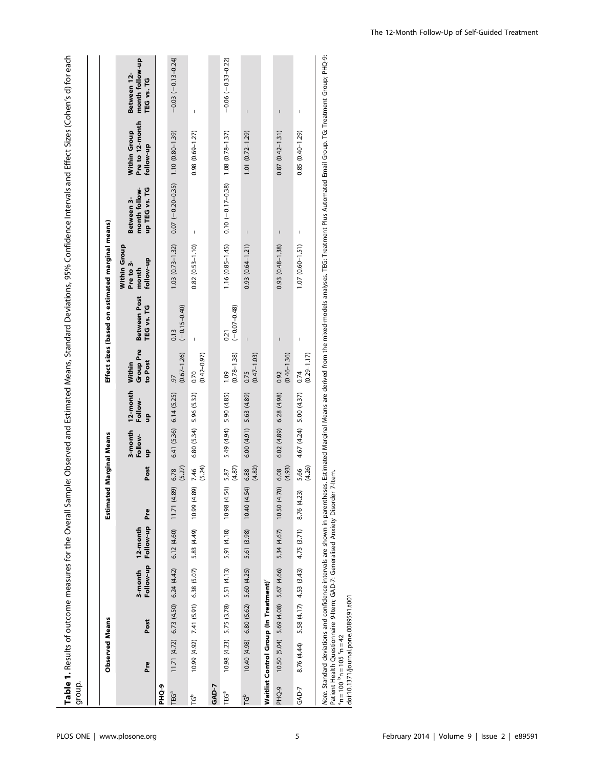**Table 1.** Results of outcome measures for the Overall Sample: Observed and Estimated Means, Standard Deviations, 95% Confidence Intervals and Effect Sizes (Cohen's d) for each group.

| | Observed Means | | | | Estimated Marginal Means | | | | Effect sizes (based on estimated marginal means) | | | | | | |
|---|---|---|---|---|---|---|---|---|---|---|---|---|---|---|---|
| | Pre | Post | 3-month Follow-up | 12-month Follow-up | Pre | Post | 3-month Follow-up | 12-month Follow-up | Within Group Pre to Post | Between Post TEG vs. TG | Within Group Pre to 3-month follow-up | Between 3-month follow-up TEG vs. TG | Within Group Pre to 12-month follow-up | Between 12-month follow-up TEG vs. TG |
| **PHQ-9** | | | | | | | | | | | | | | |
| TEG[a] | 11.71 (4.72) | 6.73 (4.50) | 6.24 (4.42) | 6.12 (4.60) | 11.71 (4.89) | 6.78 (5.27) | 6.41 (5.36) | 6.14 (5.25) | .97 (0.67–1.26) | 0.13 (−0.15–0.40) | 1.03 (0.73–1.32) | 0.07 (−0.20–0.35) | 1.10 (0.80–1.39) | −0.03 (−0.13–0.24) |
| TG[b] | 10.99 (4.92) | 7.41 (5.91) | 6.38 (5.07) | 5.83 (4.49) | 10.99 (4.89) | 7.46 (5.24) | 6.80 (5.34) | 5.96 (5.32) | 0.70 (0.42–0.97) | – | 0.82 (0.53–1.10) | – | 0.98 (0.69–1.27) | – |
| **GAD-7** | | | | | | | | | | | | | | |
| TEG[a] | 10.98 (4.23) | 5.75 (3.78) | 5.51 (4.13) | 5.91 (4.18) | 10.98 (4.54) | 5.87 (4.87) | 5.49 (4.94) | 5.90 (4.85) | 1.09 (0.78–1.38) | 0.21 (−0.07–0.48) | 1.16 (0.85–1.45) | 0.10 (−0.17–0.38) | 1.08 (0.78–1.37) | −0.06 (−0.33–0.22) |
| TG[b] | 10.40 (4.98) | 6.80 (5.62) | 5.60 (4.25) | 5.61 (3.98) | 10.40 (4.54) | 6.88 (4.82) | 6.00 (4.91) | 5.63 (4.89) | 0.75 (0.47–1.03) | – | 0.93 (0.64–1.21) | – | 1.01 (0.72–1.29) | – |
| **Waitlist Control Group (In Treatment)[c]** | | | | | | | | | | | | | | |
| PHQ-9 | 10.50 (5.04) | 5.69 (4.08) | 5.67 (4.66) | 5.34 (4.67) | 10.50 (4.70) | 6.08 (4.93) | 6.02 (4.89) | 6.28 (4.98) | 0.92 (0.46–1.36) | – | 0.93 (0.48–1.38) | – | 0.87 (0.42–1.31) | – |
| GAD-7 | 8.76 (4.44) | 5.58 (4.17) | 4.53 (3.43) | 4.75 (3.71) | 8.76 (4.23) | 5.66 (4.26) | 4.67 (4.24) | 5.00 (4.37) | 0.74 (0.29–1.17) | – | 1.07 (0.60–1.51) | – | 0.85 (0.40–1.29) | – |

*Note.* Standard deviations and confidence intervals are shown in parentheses. Estimated Marginal Means are derived from the mixed-models analyses. TEG: Treatment Plus Automated Email Group. TG: Treatment Group; PHQ-9: Patient Health Questionnaire 9-Item; GAD-7: Generalised Anxiety Disorder 7-Item.
[a]n = 100 [b]n = 105 [c]n = 42
doi:10.1371/journal.pone.0089591.t001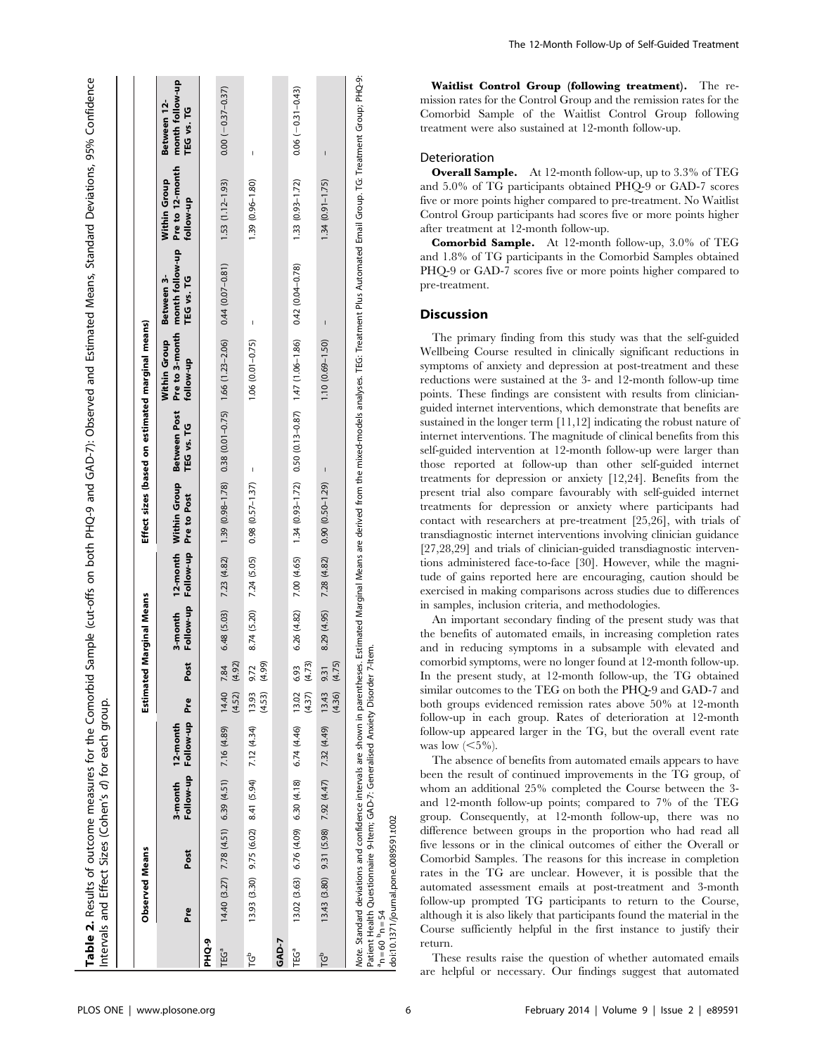**Table 2.** Results of outcome measures for the Comorbid Sample (cut-offs on both PHQ-9 and GAD-7): Observed and Estimated Means, Standard Deviations, 95% Confidence Intervals and Effect Sizes (Cohen's *d*) for each group.

| | Observed Means | | | | Estimated Marginal Means | | | | Effect sizes (based on estimated marginal means) | | | | | |
|---|---|---|---|---|---|---|---|---|---|---|---|---|---|---|
| | Pre | Post | 3-month Follow-up | 12-month Follow-up | Pre | Post | 3-month Follow-up | 12-month Follow-up | Within Group Pre to Post | Between Post TEG vs. TG | Within Group Pre to 3-month follow-up | Between 3-month follow-up TEG vs. TG | Within Group Pre to 12-month follow-up | Between 12-month follow-up TEG vs. TG |
| **PHQ-9** | | | | | | | | | | | | | | |
| TEG[a] | 14.40 (3.27) | 7.78 (4.51) | 6.39 (4.51) | 7.16 (4.89) | 14.40 (4.52) | 7.84 (4.92) | 6.48 (5.03) | 7.23 (4.82) | 1.39 (0.98–1.78) | 0.38 (0.01–0.75) | 1.66 (1.23–2.06) | 0.44 (0.07–0.81) | 1.53 (1.12–1.93) | 0.00 (−0.37–0.37) |
| TG[b] | 13.93 (3.30) | 9.75 (6.02) | 8.41 (5.94) | 7.12 (4.34) | 13.93 (4.53) | 9.72 (4.99) | 8.74 (5.20) | 7.24 (5.05) | 0.98 (0.57–1.37) | – | 1.06 (0.01–0.75) | – | 1.39 (0.96–1.80) | – |
| **GAD-7** | | | | | | | | | | | | | | |
| TEG[a] | 13.02 (3.63) | 6.76 (4.09) | 6.30 (4.18) | 6.74 (4.46) | 13.02 (4.37) | 6.93 (4.73) | 6.26 (4.82) | 7.00 (4.65) | 1.34 (0.93–1.72) | 0.50 (0.13–0.87) | 1.47 (1.06–1.86) | 0.42 (0.04–0.78) | 1.33 (0.93–1.72) | 0.06 (−0.31–0.43) |
| TG[b] | 13.43 (3.80) | 9.31 (5.98) | 7.92 (4.47) | 7.32 (4.49) | 13.43 (4.36) | 9.31 (4.75) | 8.29 (4.95) | 7.28 (4.82) | 0.90 (0.50–1.29) | – | 1.10 (0.69–1.50) | – | 1.34 (0.91–1.75) | – |

*Note.* Standard deviations and confidence intervals are shown in parentheses. Estimated Marginal Means are derived from the mixed-models analyses. TEG: Treatment Plus Automated Email Group. TG: Treatment Group; PHQ-9: Patient Health Questionnaire 9-Item; GAD-7: Generalised Anxiety Disorder 7-Item.
[a]n = 60 [b]n = 54
doi:10.1371/journal.pone.0089591.t002

**Waitlist Control Group (following treatment).** The remission rates for the Control Group and the remission rates for the Comorbid Sample of the Waitlist Control Group following treatment were also sustained at 12-month follow-up.

### Deterioration

**Overall Sample.** At 12-month follow-up, up to 3.3% of TEG and 5.0% of TG participants obtained PHQ-9 or GAD-7 scores five or more points higher compared to pre-treatment. No Waitlist Control Group participants had scores five or more points higher after treatment at 12-month follow-up.

**Comorbid Sample.** At 12-month follow-up, 3.0% of TEG and 1.8% of TG participants in the Comorbid Samples obtained PHQ-9 or GAD-7 scores five or more points higher compared to pre-treatment.

## Discussion

The primary finding from this study was that the self-guided Wellbeing Course resulted in clinically significant reductions in symptoms of anxiety and depression at post-treatment and these reductions were sustained at the 3- and 12-month follow-up time points. These findings are consistent with results from clinician-guided internet interventions, which demonstrate that benefits are sustained in the longer term [11,12] indicating the robust nature of internet interventions. The magnitude of clinical benefits from this self-guided intervention at 12-month follow-up were larger than those reported at follow-up than other self-guided internet treatments for depression or anxiety [12,24]. Benefits from the present trial also compare favourably with self-guided internet treatments for depression or anxiety where participants had contact with researchers at pre-treatment [25,26], with trials of transdiagnostic internet interventions involving clinician guidance [27,28,29] and trials of clinician-guided transdiagnostic interventions administered face-to-face [30]. However, while the magnitude of gains reported here are encouraging, caution should be exercised in making comparisons across studies due to differences in samples, inclusion criteria, and methodologies.

An important secondary finding of the present study was that the benefits of automated emails, in increasing completion rates and in reducing symptoms in a subsample with elevated and comorbid symptoms, were no longer found at 12-month follow-up. In the present study, at 12-month follow-up, the TG obtained similar outcomes to the TEG on both the PHQ-9 and GAD-7 and both groups evidenced remission rates above 50% at 12-month follow-up in each group. Rates of deterioration at 12-month follow-up appeared larger in the TG, but the overall event rate was low (<5%).

The absence of benefits from automated emails appears to have been the result of continued improvements in the TG group, of whom an additional 25% completed the Course between the 3- and 12-month follow-up points; compared to 7% of the TEG group. Consequently, at 12-month follow-up, there was no difference between groups in the proportion who had read all five lessons or in the clinical outcomes of either the Overall or Comorbid Samples. The reasons for this increase in completion rates in the TG are unclear. However, it is possible that the automated assessment emails at post-treatment and 3-month follow-up prompted TG participants to return to the Course, although it is also likely that participants found the material in the Course sufficiently helpful in the first instance to justify their return.

These results raise the question of whether automated emails are helpful or necessary. Our findings suggest that automated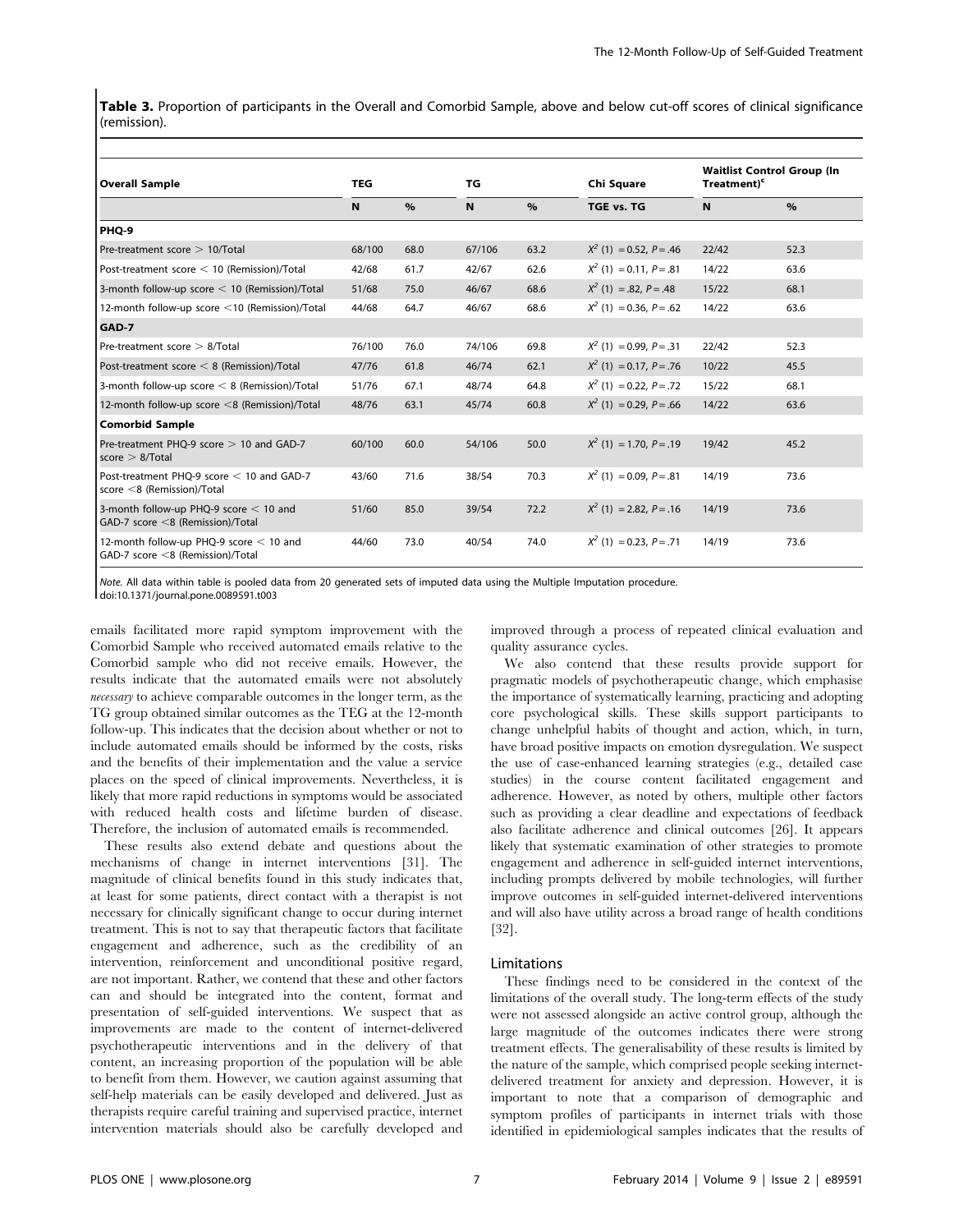**Table 3.** Proportion of participants in the Overall and Comorbid Sample, above and below cut-off scores of clinical significance (remission).

| Overall Sample | TEG | | TG | | Chi Square | Waitlist Control Group (In Treatment)[c] | |
|---|---|---|---|---|---|---|---|
| | N | % | N | % | TGE vs. TG | N | % |
| **PHQ-9** | | | | | | | |
| Pre-treatment score > 10/Total | 68/100 | 68.0 | 67/106 | 63.2 | $X^2$ (1) = 0.52, $P = .46$ | 22/42 | 52.3 |
| Post-treatment score < 10 (Remission)/Total | 42/68 | 61.7 | 42/67 | 62.6 | $X^2$ (1) = 0.11, $P = .81$ | 14/22 | 63.6 |
| 3-month follow-up score < 10 (Remission)/Total | 51/68 | 75.0 | 46/67 | 68.6 | $X^2$ (1) = .82, $P = .48$ | 15/22 | 68.1 |
| 12-month follow-up score <10 (Remission)/Total | 44/68 | 64.7 | 46/67 | 68.6 | $X^2$ (1) = 0.36, $P = .62$ | 14/22 | 63.6 |
| **GAD-7** | | | | | | | |
| Pre-treatment score > 8/Total | 76/100 | 76.0 | 74/106 | 69.8 | $X^2$ (1) = 0.99, $P = .31$ | 22/42 | 52.3 |
| Post-treatment score < 8 (Remission)/Total | 47/76 | 61.8 | 46/74 | 62.1 | $X^2$ (1) = 0.17, $P = .76$ | 10/22 | 45.5 |
| 3-month follow-up score < 8 (Remission)/Total | 51/76 | 67.1 | 48/74 | 64.8 | $X^2$ (1) = 0.22, $P = .72$ | 15/22 | 68.1 |
| 12-month follow-up score <8 (Remission)/Total | 48/76 | 63.1 | 45/74 | 60.8 | $X^2$ (1) = 0.29, $P = .66$ | 14/22 | 63.6 |
| **Comorbid Sample** | | | | | | | |
| Pre-treatment PHQ-9 score > 10 and GAD-7 score > 8/Total | 60/100 | 60.0 | 54/106 | 50.0 | $X^2$ (1) = 1.70, $P = .19$ | 19/42 | 45.2 |
| Post-treatment PHQ-9 score < 10 and GAD-7 score <8 (Remission)/Total | 43/60 | 71.6 | 38/54 | 70.3 | $X^2$ (1) = 0.09, $P = .81$ | 14/19 | 73.6 |
| 3-month follow-up PHQ-9 score < 10 and GAD-7 score <8 (Remission)/Total | 51/60 | 85.0 | 39/54 | 72.2 | $X^2$ (1) = 2.82, $P = .16$ | 14/19 | 73.6 |
| 12-month follow-up PHQ-9 score < 10 and GAD-7 score <8 (Remission)/Total | 44/60 | 73.0 | 40/54 | 74.0 | $X^2$ (1) = 0.23, $P = .71$ | 14/19 | 73.6 |

*Note.* All data within table is pooled data from 20 generated sets of imputed data using the Multiple Imputation procedure.
doi:10.1371/journal.pone.0089591.t003

emails facilitated more rapid symptom improvement with the Comorbid Sample who received automated emails relative to the Comorbid sample who did not receive emails. However, the results indicate that the automated emails were not absolutely *necessary* to achieve comparable outcomes in the longer term, as the TG group obtained similar outcomes as the TEG at the 12-month follow-up. This indicates that the decision about whether or not to include automated emails should be informed by the costs, risks and the benefits of their implementation and the value a service places on the speed of clinical improvements. Nevertheless, it is likely that more rapid reductions in symptoms would be associated with reduced health costs and lifetime burden of disease. Therefore, the inclusion of automated emails is recommended.

These results also extend debate and questions about the mechanisms of change in internet interventions [31]. The magnitude of clinical benefits found in this study indicates that, at least for some patients, direct contact with a therapist is not necessary for clinically significant change to occur during internet treatment. This is not to say that therapeutic factors that facilitate engagement and adherence, such as the credibility of an intervention, reinforcement and unconditional positive regard, are not important. Rather, we contend that these and other factors can and should be integrated into the content, format and presentation of self-guided interventions. We suspect that as improvements are made to the content of internet-delivered psychotherapeutic interventions and in the delivery of that content, an increasing proportion of the population will be able to benefit from them. However, we caution against assuming that self-help materials can be easily developed and delivered. Just as therapists require careful training and supervised practice, internet intervention materials should also be carefully developed and improved through a process of repeated clinical evaluation and quality assurance cycles.

We also contend that these results provide support for pragmatic models of psychotherapeutic change, which emphasise the importance of systematically learning, practicing and adopting core psychological skills. These skills support participants to change unhelpful habits of thought and action, which, in turn, have broad positive impacts on emotion dysregulation. We suspect the use of case-enhanced learning strategies (e.g., detailed case studies) in the course content facilitated engagement and adherence. However, as noted by others, multiple other factors such as providing a clear deadline and expectations of feedback also facilitate adherence and clinical outcomes [26]. It appears likely that systematic examination of other strategies to promote engagement and adherence in self-guided internet interventions, including prompts delivered by mobile technologies, will further improve outcomes in self-guided internet-delivered interventions and will also have utility across a broad range of health conditions [32].

### Limitations

These findings need to be considered in the context of the limitations of the overall study. The long-term effects of the study were not assessed alongside an active control group, although the large magnitude of the outcomes indicates there were strong treatment effects. The generalisability of these results is limited by the nature of the sample, which comprised people seeking internet-delivered treatment for anxiety and depression. However, it is important to note that a comparison of demographic and symptom profiles of participants in internet trials with those identified in epidemiological samples indicates that the results of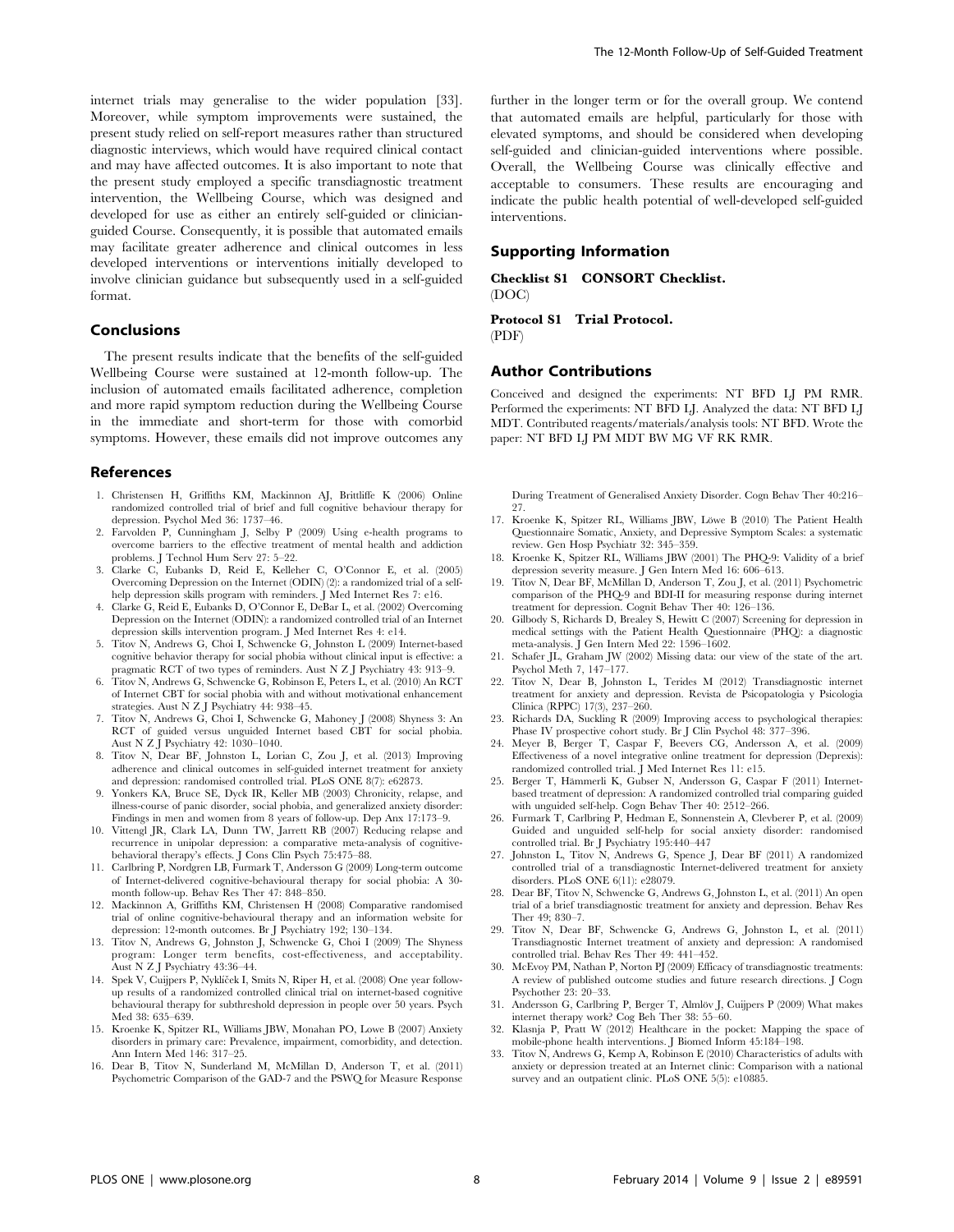internet trials may generalise to the wider population [33]. Moreover, while symptom improvements were sustained, the present study relied on self-report measures rather than structured diagnostic interviews, which would have required clinical contact and may have affected outcomes. It is also important to note that the present study employed a specific transdiagnostic treatment intervention, the Wellbeing Course, which was designed and developed for use as either an entirely self-guided or clinician-guided Course. Consequently, it is possible that automated emails may facilitate greater adherence and clinical outcomes in less developed interventions or interventions initially developed to involve clinician guidance but subsequently used in a self-guided format.

## Conclusions

The present results indicate that the benefits of the self-guided Wellbeing Course were sustained at 12-month follow-up. The inclusion of automated emails facilitated adherence, completion and more rapid symptom reduction during the Wellbeing Course in the immediate and short-term for those with comorbid symptoms. However, these emails did not improve outcomes any further in the longer term or for the overall group. We contend that automated emails are helpful, particularly for those with elevated symptoms, and should be considered when developing self-guided and clinician-guided interventions where possible. Overall, the Wellbeing Course was clinically effective and acceptable to consumers. These results are encouraging and indicate the public health potential of well-developed self-guided interventions.

## Supporting Information

**Checklist S1 CONSORT Checklist.**
(DOC)

**Protocol S1 Trial Protocol.**
(PDF)

## Author Contributions

Conceived and designed the experiments: NT BFD LJ PM RMR. Performed the experiments: NT BFD LJ. Analyzed the data: NT BFD LJ MDT. Contributed reagents/materials/analysis tools: NT BFD. Wrote the paper: NT BFD LJ PM MDT BW MG VF RK RMR.

## References

1. Christensen H, Griffiths KM, Mackinnon AJ, Brittliffe K (2006) Online randomized controlled trial of brief and full cognitive behaviour therapy for depression. Psychol Med 36: 1737–46.
2. Farvolden P, Cunningham J, Selby P (2009) Using e-health programs to overcome barriers to the effective treatment of mental health and addiction problems. J Technol Hum Serv 27: 5–22.
3. Clarke C, Eubanks D, Reid E, Kelleher C, O'Connor E, et al. (2005) Overcoming Depression on the Internet (ODIN) (2): a randomized trial of a self-help depression skills program with reminders. J Med Internet Res 7: e16.
4. Clarke G, Reid E, Eubanks D, O'Connor E, DeBar L, et al. (2002) Overcoming Depression on the Internet (ODIN): a randomized controlled trial of an Internet depression skills intervention program. J Med Internet Res 4: e14.
5. Titov N, Andrews G, Choi I, Schwencke G, Johnston L (2009) Internet-based cognitive behavior therapy for social phobia without clinical input is effective: a pragmatic RCT of two types of reminders. Aust N Z J Psychiatry 43: 913–9.
6. Titov N, Andrews G, Schwencke G, Robinson E, Peters L, et al. (2010) An RCT of Internet CBT for social phobia with and without motivational enhancement strategies. Aust N Z J Psychiatry 44: 938–45.
7. Titov N, Andrews G, Choi I, Schwencke G, Mahoney J (2008) Shyness 3: An RCT of guided versus unguided Internet based CBT for social phobia. Aust N Z J Psychiatry 42: 1030–1040.
8. Titov N, Dear BF, Johnston L, Lorian C, Zou J, et al. (2013) Improving adherence and clinical outcomes in self-guided internet treatment for anxiety and depression: randomised controlled trial. PLoS ONE 8(7): e62873.
9. Yonkers KA, Bruce SE, Dyck IR, Keller MB (2003) Chronicity, relapse, and illness-course of panic disorder, social phobia, and generalized anxiety disorder: Findings in men and women from 8 years of follow-up. Dep Anx 17:173–9.
10. Vittengl JR, Clark LA, Dunn TW, Jarrett RB (2007) Reducing relapse and recurrence in unipolar depression: a comparative meta-analysis of cognitive-behavioral therapy's effects. J Cons Clin Psych 75:475–88.
11. Carlbring P, Nordgren LB, Furmark T, Andersson G (2009) Long-term outcome of Internet-delivered cognitive-behavioural therapy for social phobia: A 30-month follow-up. Behav Res Ther 47: 848–850.
12. Mackinnon A, Griffiths KM, Christensen H (2008) Comparative randomised trial of online cognitive-behavioural therapy and an information website for depression: 12-month outcomes. Br J Psychiatry 192; 130–134.
13. Titov N, Andrews G, Johnston J, Schwencke G, Choi I (2009) The Shyness program: Longer term benefits, cost-effectiveness, and acceptability. Aust N Z J Psychiatry 43:36–44.
14. Spek V, Cuijpers P, Nyklíček I, Smits N, Riper H, et al. (2008) One year follow-up results of a randomized controlled clinical trial on internet-based cognitive behavioural therapy for subthreshold depression in people over 50 years. Psych Med 38: 635–639.
15. Kroenke K, Spitzer RL, Williams JBW, Monahan PO, Lowe B (2007) Anxiety disorders in primary care: Prevalence, impairment, comorbidity, and detection. Ann Intern Med 146: 317–25.
16. Dear B, Titov N, Sunderland M, McMillan D, Anderson T, et al. (2011) Psychometric Comparison of the GAD-7 and the PSWQ for Measure Response During Treatment of Generalised Anxiety Disorder. Cogn Behav Ther 40:216–27.
17. Kroenke K, Spitzer RL, Williams JBW, Löwe B (2010) The Patient Health Questionnaire Somatic, Anxiety, and Depressive Symptom Scales: a systematic review. Gen Hosp Psychiatr 32: 345–359.
18. Kroenke K, Spitzer RL, Williams JBW (2001) The PHQ-9: Validity of a brief depression severity measure. J Gen Intern Med 16: 606–613.
19. Titov N, Dear BF, McMillan D, Anderson T, Zou J, et al. (2011) Psychometric comparison of the PHQ-9 and BDI-II for measuring response during internet treatment for depression. Cognit Behav Ther 40: 126–136.
20. Gilbody S, Richards D, Brealey S, Hewitt C (2007) Screening for depression in medical settings with the Patient Health Questionnaire (PHQ): a diagnostic meta-analysis. J Gen Intern Med 22: 1596–1602.
21. Schafer JL, Graham JW (2002) Missing data: our view of the state of the art. Psychol Meth 7, 147–177.
22. Titov N, Dear B, Johnston L, Terides M (2012) Transdiagnostic internet treatment for anxiety and depression. Revista de Psicopatologia y Psicologia Clinica (RPPC) 17(3), 237–260.
23. Richards DA, Suckling R (2009) Improving access to psychological therapies: Phase IV prospective cohort study. Br J Clin Psychol 48: 377–396.
24. Meyer B, Berger T, Caspar F, Beevers CG, Andersson A, et al. (2009) Effectiveness of a novel integrative online treatment for depression (Deprexis): randomized controlled trial. J Med Internet Res 11: e15.
25. Berger T, Hämmerli K, Gubser N, Andersson G, Caspar F (2011) Internet-based treatment of depression: A randomized controlled trial comparing guided with unguided self-help. Cogn Behav Ther 40: 2512–266.
26. Furmark T, Carlbring P, Hedman E, Sonnenstein A, Clevberer P, et al. (2009) Guided and unguided self-help for social anxiety disorder: randomised controlled trial. Br J Psychiatry 195:440–447
27. Johnston L, Titov N, Andrews G, Spence J, Dear BF (2011) A randomized controlled trial of a transdiagnostic Internet-delivered treatment for anxiety disorders. PLoS ONE 6(11): e28079.
28. Dear BF, Titov N, Schwencke G, Andrews G, Johnston L, et al. (2011) An open trial of a brief transdiagnostic treatment for anxiety and depression. Behav Res Ther 49; 830–7.
29. Titov N, Dear BF, Schwencke G, Andrews G, Johnston L, et al. (2011) Transdiagnostic Internet treatment of anxiety and depression: A randomised controlled trial. Behav Res Ther 49: 441–452.
30. McEvoy PM, Nathan P, Norton PJ (2009) Efficacy of transdiagnostic treatments: A review of published outcome studies and future research directions. J Cogn Psychother 23: 20–33.
31. Andersson G, Carlbring P, Berger T, Almlöv J, Cuijpers P (2009) What makes internet therapy work? Cog Beh Ther 38: 55–60.
32. Klasnja P, Pratt W (2012) Healthcare in the pocket: Mapping the space of mobile-phone health interventions. J Biomed Inform 45:184–198.
33. Titov N, Andrews G, Kemp A, Robinson E (2010) Characteristics of adults with anxiety or depression treated at an Internet clinic: Comparison with a national survey and an outpatient clinic. PLoS ONE 5(5): e10885.